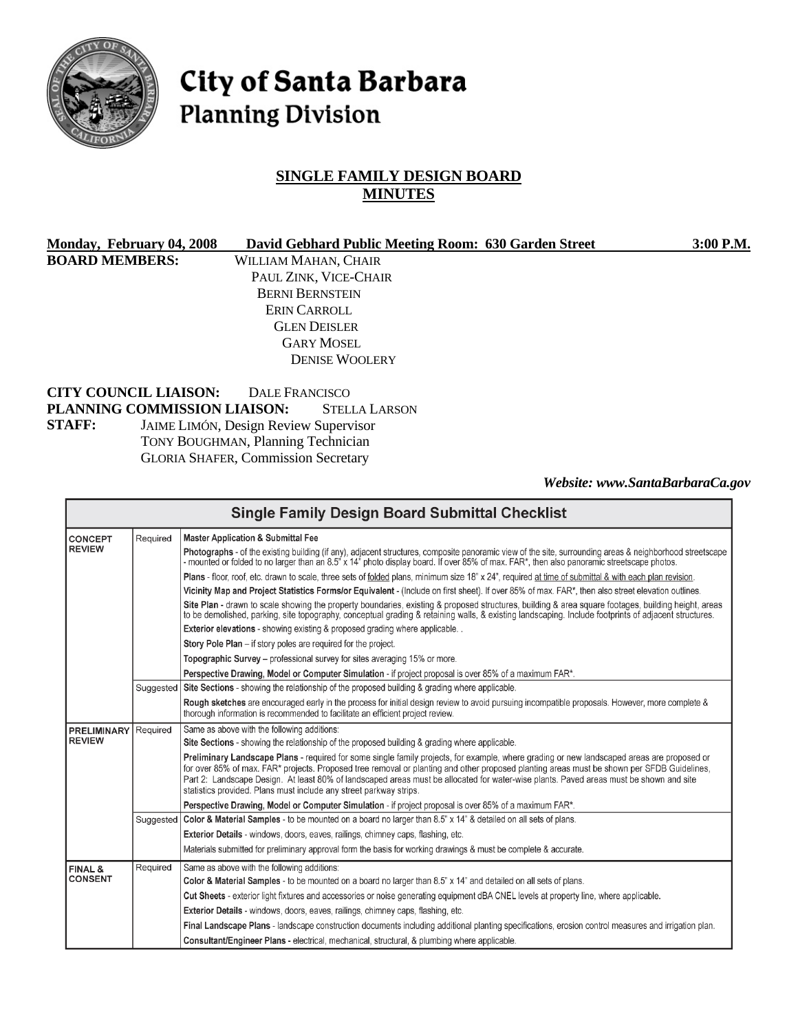# City of Santa Barbara
## Planning Division

### SINGLE FAMILY DESIGN BOARD MINUTES

**Monday, February 04, 2008** **David Gebhard Public Meeting Room: 630 Garden Street** **3:00 P.M.**

**BOARD MEMBERS:** WILLIAM MAHAN, CHAIR
PAUL ZINK, VICE-CHAIR
BERNI BERNSTEIN
ERIN CARROLL
GLEN DEISLER
GARY MOSEL
DENISE WOOLERY

**CITY COUNCIL LIAISON:** DALE FRANCISCO
**PLANNING COMMISSION LIAISON:** STELLA LARSON
**STAFF:** JAIME LIMÓN, Design Review Supervisor
TONY BOUGHMAN, Planning Technician
GLORIA SHAFER, Commission Secretary

***Website: www.SantaBarbaraCa.gov***

| Single Family Design Board Submittal Checklist | | |
|---|---|---|
| **CONCEPT REVIEW** | Required | **Master Application & Submittal Fee** |
| | | **Photographs** - of the existing building (if any), adjacent structures, composite panoramic view of the site, surrounding areas & neighborhood streetscape - mounted or folded to no larger than an 8.5" x 14" photo display board. If over 85% of max. FAR*, then also panoramic streetscape photos. |
| | | **Plans** - floor, roof, etc. drawn to scale, three sets of folded plans, minimum size 18" x 24", required at time of submittal & with each plan revision. |
| | | **Vicinity Map and Project Statistics Forms/or Equivalent** - (Include on first sheet). If over 85% of max. FAR*, then also street elevation outlines. |
| | | **Site Plan** - drawn to scale showing the property boundaries, existing & proposed structures, building & area square footages, building height, areas to be demolished, parking, site topography, conceptual grading & retaining walls, & existing landscaping. Include footprints of adjacent structures. |
| | | **Exterior elevations** - showing existing & proposed grading where applicable. . |
| | | **Story Pole Plan** – if story poles are required for the project. |
| | | **Topographic Survey** – professional survey for sites averaging 15% or more. |
| | | **Perspective Drawing, Model or Computer Simulation** - if project proposal is over 85% of a maximum FAR*. |
| | Suggested | **Site Sections** - showing the relationship of the proposed building & grading where applicable. |
| | | **Rough sketches** are encouraged early in the process for initial design review to avoid pursuing incompatible proposals. However, more complete & thorough information is recommended to facilitate an efficient project review. |
| **PRELIMINARY REVIEW** | Required | Same as above with the following additions: |
| | | **Site Sections** - showing the relationship of the proposed building & grading where applicable. |
| | | **Preliminary Landscape Plans** - required for some single family projects, for example, where grading or new landscaped areas are proposed or for over 85% of max. FAR* projects. Proposed tree removal or planting and other proposed planting areas must be shown per SFDB Guidelines, Part 2: Landscape Design. At least 80% of landscaped areas must be allocated for water-wise plants. Paved areas must be shown and site statistics provided. Plans must include any street parkway strips. |
| | | **Perspective Drawing, Model or Computer Simulation** - if project proposal is over 85% of a maximum FAR*. |
| | Suggested | **Color & Material Samples** - to be mounted on a board no larger than 8.5" x 14" & detailed on all sets of plans. |
| | | **Exterior Details** - windows, doors, eaves, railings, chimney caps, flashing, etc. |
| | | Materials submitted for preliminary approval form the basis for working drawings & must be complete & accurate. |
| **FINAL & CONSENT** | Required | Same as above with the following additions: |
| | | **Color & Material Samples** - to be mounted on a board no larger than 8.5" x 14" and detailed on all sets of plans. |
| | | **Cut Sheets** - exterior light fixtures and accessories or noise generating equipment dBA CNEL levels at property line, where applicable. |
| | | **Exterior Details** - windows, doors, eaves, railings, chimney caps, flashing, etc. |
| | | **Final Landscape Plans** - landscape construction documents including additional planting specifications, erosion control measures and irrigation plan. |
| | | **Consultant/Engineer Plans** - electrical, mechanical, structural, & plumbing where applicable. |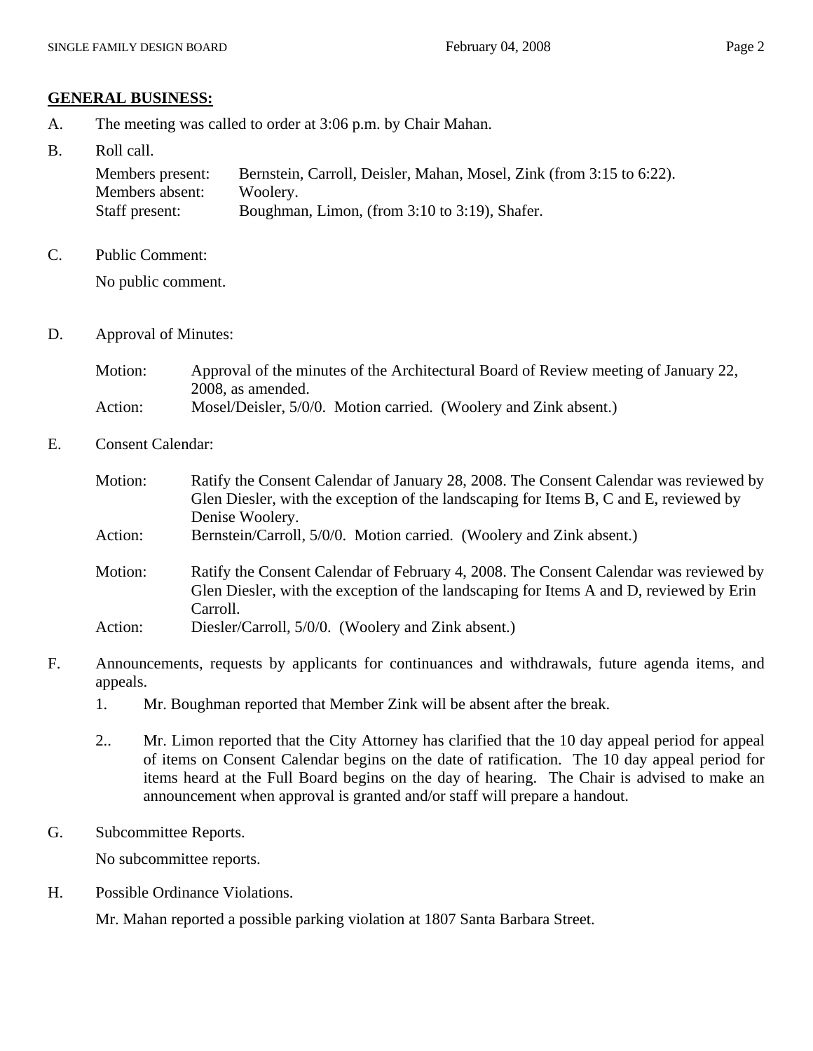## GENERAL BUSINESS:

A. The meeting was called to order at 3:06 p.m. by Chair Mahan.

B. Roll call.

Members present: Bernstein, Carroll, Deisler, Mahan, Mosel, Zink (from 3:15 to 6:22).
Members absent: Woolery.
Staff present: Boughman, Limon, (from 3:10 to 3:19), Shafer.

C. Public Comment:

No public comment.

D. Approval of Minutes:

Motion: Approval of the minutes of the Architectural Board of Review meeting of January 22, 2008, as amended.
Action: Mosel/Deisler, 5/0/0. Motion carried. (Woolery and Zink absent.)

E. Consent Calendar:

Motion: Ratify the Consent Calendar of January 28, 2008. The Consent Calendar was reviewed by Glen Diesler, with the exception of the landscaping for Items B, C and E, reviewed by Denise Woolery.
Action: Bernstein/Carroll, 5/0/0. Motion carried. (Woolery and Zink absent.)

Motion: Ratify the Consent Calendar of February 4, 2008. The Consent Calendar was reviewed by Glen Diesler, with the exception of the landscaping for Items A and D, reviewed by Erin Carroll.
Action: Diesler/Carroll, 5/0/0. (Woolery and Zink absent.)

F. Announcements, requests by applicants for continuances and withdrawals, future agenda items, and appeals.

1. Mr. Boughman reported that Member Zink will be absent after the break.

2.. Mr. Limon reported that the City Attorney has clarified that the 10 day appeal period for appeal of items on Consent Calendar begins on the date of ratification. The 10 day appeal period for items heard at the Full Board begins on the day of hearing. The Chair is advised to make an announcement when approval is granted and/or staff will prepare a handout.

G. Subcommittee Reports.

No subcommittee reports.

H. Possible Ordinance Violations.

Mr. Mahan reported a possible parking violation at 1807 Santa Barbara Street.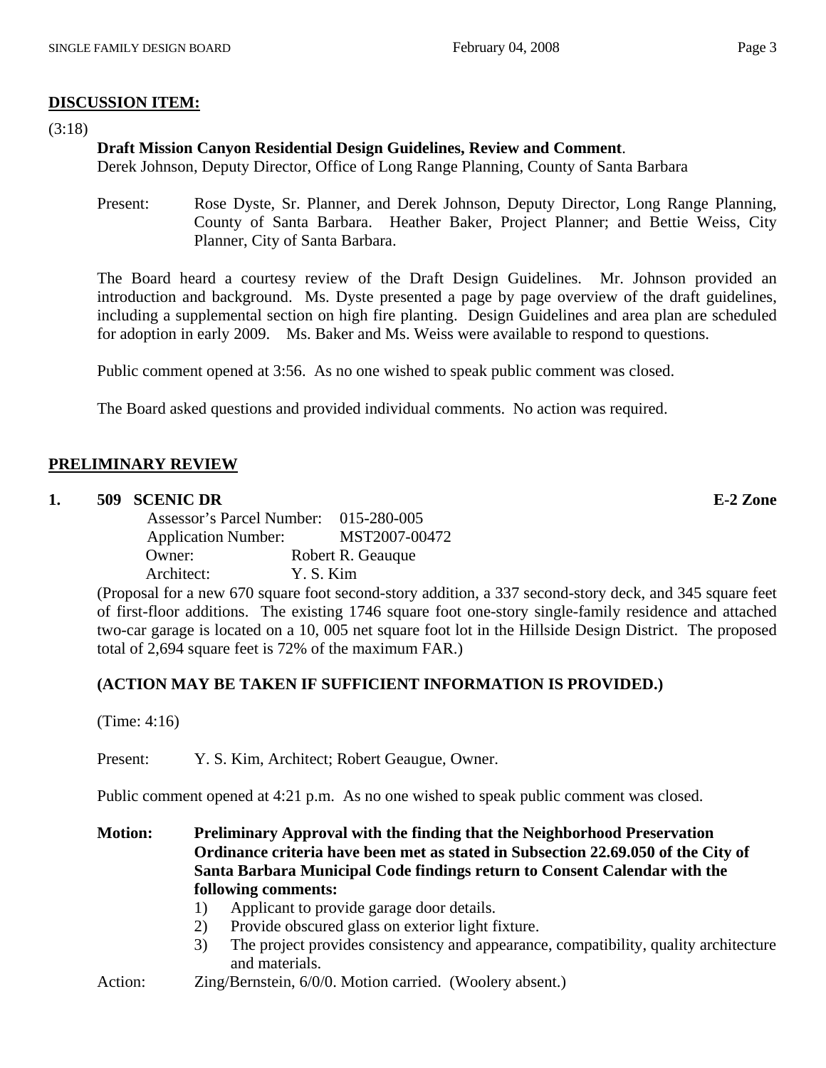## DISCUSSION ITEM:

(3:18)

**Draft Mission Canyon Residential Design Guidelines, Review and Comment**.
Derek Johnson, Deputy Director, Office of Long Range Planning, County of Santa Barbara

Present: Rose Dyste, Sr. Planner, and Derek Johnson, Deputy Director, Long Range Planning, County of Santa Barbara. Heather Baker, Project Planner; and Bettie Weiss, City Planner, City of Santa Barbara.

The Board heard a courtesy review of the Draft Design Guidelines. Mr. Johnson provided an introduction and background. Ms. Dyste presented a page by page overview of the draft guidelines, including a supplemental section on high fire planting. Design Guidelines and area plan are scheduled for adoption in early 2009. Ms. Baker and Ms. Weiss were available to respond to questions.

Public comment opened at 3:56. As no one wished to speak public comment was closed.

The Board asked questions and provided individual comments. No action was required.

## PRELIMINARY REVIEW

**1. 509 SCENIC DR** **E-2 Zone**

Assessor's Parcel Number: 015-280-005
Application Number: MST2007-00472
Owner: Robert R. Geauque
Architect: Y. S. Kim

(Proposal for a new 670 square foot second-story addition, a 337 second-story deck, and 345 square feet of first-floor additions. The existing 1746 square foot one-story single-family residence and attached two-car garage is located on a 10, 005 net square foot lot in the Hillside Design District. The proposed total of 2,694 square feet is 72% of the maximum FAR.)

**(ACTION MAY BE TAKEN IF SUFFICIENT INFORMATION IS PROVIDED.)**

(Time: 4:16)

Present: Y. S. Kim, Architect; Robert Geaugue, Owner.

Public comment opened at 4:21 p.m. As no one wished to speak public comment was closed.

**Motion: Preliminary Approval with the finding that the Neighborhood Preservation Ordinance criteria have been met as stated in Subsection 22.69.050 of the City of Santa Barbara Municipal Code findings return to Consent Calendar with the following comments:**

1) Applicant to provide garage door details.
2) Provide obscured glass on exterior light fixture.
3) The project provides consistency and appearance, compatibility, quality architecture and materials.

Action: Zing/Bernstein, 6/0/0. Motion carried. (Woolery absent.)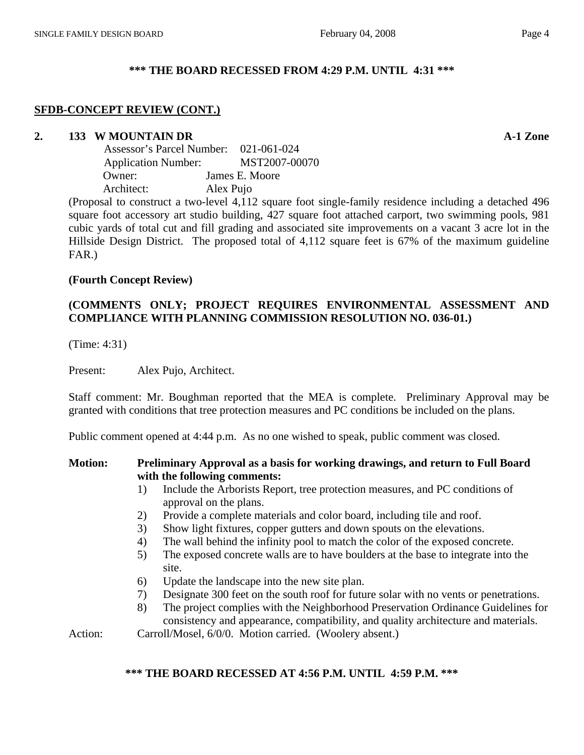**\*\*\* THE BOARD RECESSED FROM 4:29 P.M. UNTIL 4:31 \*\*\***

## SFDB-CONCEPT REVIEW (CONT.)

**2. 133 W MOUNTAIN DR** **A-1 Zone**

Assessor's Parcel Number: 021-061-024
Application Number: MST2007-00070
Owner: James E. Moore
Architect: Alex Pujo

(Proposal to construct a two-level 4,112 square foot single-family residence including a detached 496 square foot accessory art studio building, 427 square foot attached carport, two swimming pools, 981 cubic yards of total cut and fill grading and associated site improvements on a vacant 3 acre lot in the Hillside Design District. The proposed total of 4,112 square feet is 67% of the maximum guideline FAR.)

**(Fourth Concept Review)**

**(COMMENTS ONLY; PROJECT REQUIRES ENVIRONMENTAL ASSESSMENT AND COMPLIANCE WITH PLANNING COMMISSION RESOLUTION NO. 036-01.)**

(Time: 4:31)

Present: Alex Pujo, Architect.

Staff comment: Mr. Boughman reported that the MEA is complete. Preliminary Approval may be granted with conditions that tree protection measures and PC conditions be included on the plans.

Public comment opened at 4:44 p.m. As no one wished to speak, public comment was closed.

**Motion: Preliminary Approval as a basis for working drawings, and return to Full Board with the following comments:**

1) Include the Arborists Report, tree protection measures, and PC conditions of approval on the plans.
2) Provide a complete materials and color board, including tile and roof.
3) Show light fixtures, copper gutters and down spouts on the elevations.
4) The wall behind the infinity pool to match the color of the exposed concrete.
5) The exposed concrete walls are to have boulders at the base to integrate into the site.
6) Update the landscape into the new site plan.
7) Designate 300 feet on the south roof for future solar with no vents or penetrations.
8) The project complies with the Neighborhood Preservation Ordinance Guidelines for consistency and appearance, compatibility, and quality architecture and materials.

Action: Carroll/Mosel, 6/0/0. Motion carried. (Woolery absent.)

**\*\*\* THE BOARD RECESSED AT 4:56 P.M. UNTIL 4:59 P.M. \*\*\***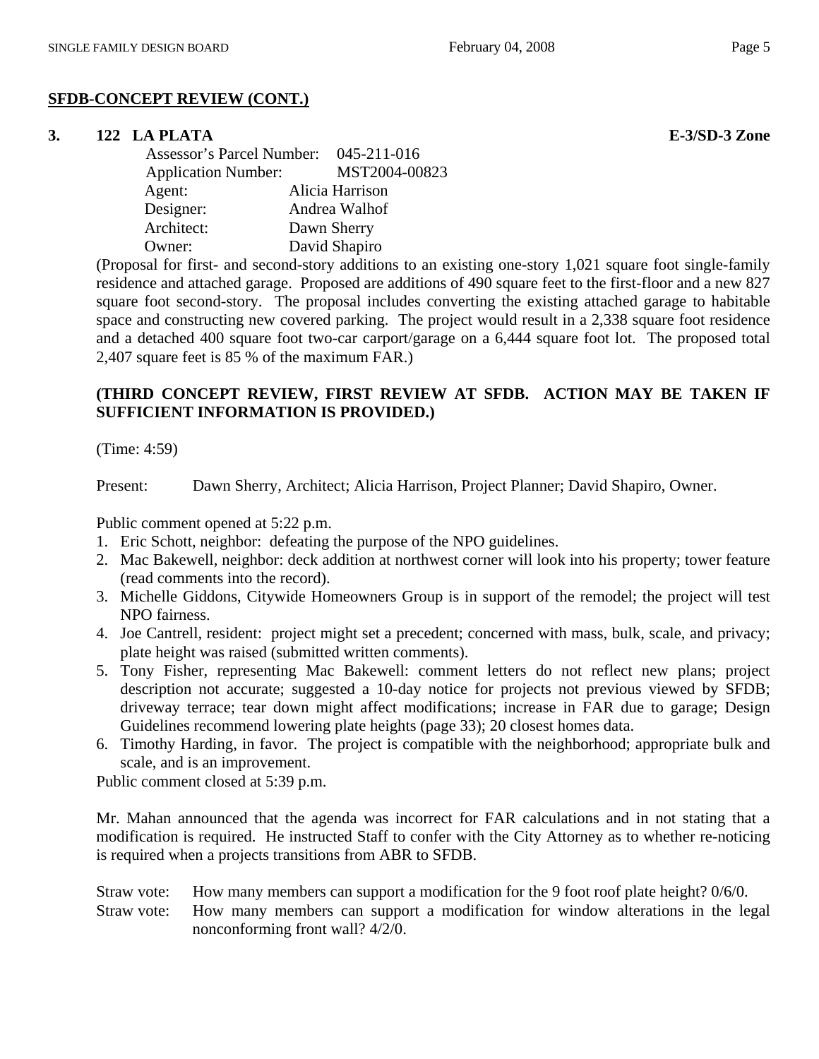## SFDB-CONCEPT REVIEW (CONT.)

### 3. 122 LA PLATA — E-3/SD-3 Zone

Assessor's Parcel Number: 045-211-016
Application Number: MST2004-00823
Agent: Alicia Harrison
Designer: Andrea Walhof
Architect: Dawn Sherry
Owner: David Shapiro

(Proposal for first- and second-story additions to an existing one-story 1,021 square foot single-family residence and attached garage. Proposed are additions of 490 square feet to the first-floor and a new 827 square foot second-story. The proposal includes converting the existing attached garage to habitable space and constructing new covered parking. The project would result in a 2,338 square foot residence and a detached 400 square foot two-car carport/garage on a 6,444 square foot lot. The proposed total 2,407 square feet is 85 % of the maximum FAR.)

**(THIRD CONCEPT REVIEW, FIRST REVIEW AT SFDB. ACTION MAY BE TAKEN IF SUFFICIENT INFORMATION IS PROVIDED.)**

(Time: 4:59)

Present: Dawn Sherry, Architect; Alicia Harrison, Project Planner; David Shapiro, Owner.

Public comment opened at 5:22 p.m.

1. Eric Schott, neighbor: defeating the purpose of the NPO guidelines.
2. Mac Bakewell, neighbor: deck addition at northwest corner will look into his property; tower feature (read comments into the record).
3. Michelle Giddons, Citywide Homeowners Group is in support of the remodel; the project will test NPO fairness.
4. Joe Cantrell, resident: project might set a precedent; concerned with mass, bulk, scale, and privacy; plate height was raised (submitted written comments).
5. Tony Fisher, representing Mac Bakewell: comment letters do not reflect new plans; project description not accurate; suggested a 10-day notice for projects not previous viewed by SFDB; driveway terrace; tear down might affect modifications; increase in FAR due to garage; Design Guidelines recommend lowering plate heights (page 33); 20 closest homes data.
6. Timothy Harding, in favor. The project is compatible with the neighborhood; appropriate bulk and scale, and is an improvement.

Public comment closed at 5:39 p.m.

Mr. Mahan announced that the agenda was incorrect for FAR calculations and in not stating that a modification is required. He instructed Staff to confer with the City Attorney as to whether re-noticing is required when a projects transitions from ABR to SFDB.

Straw vote: How many members can support a modification for the 9 foot roof plate height? 0/6/0.
Straw vote: How many members can support a modification for window alterations in the legal nonconforming front wall? 4/2/0.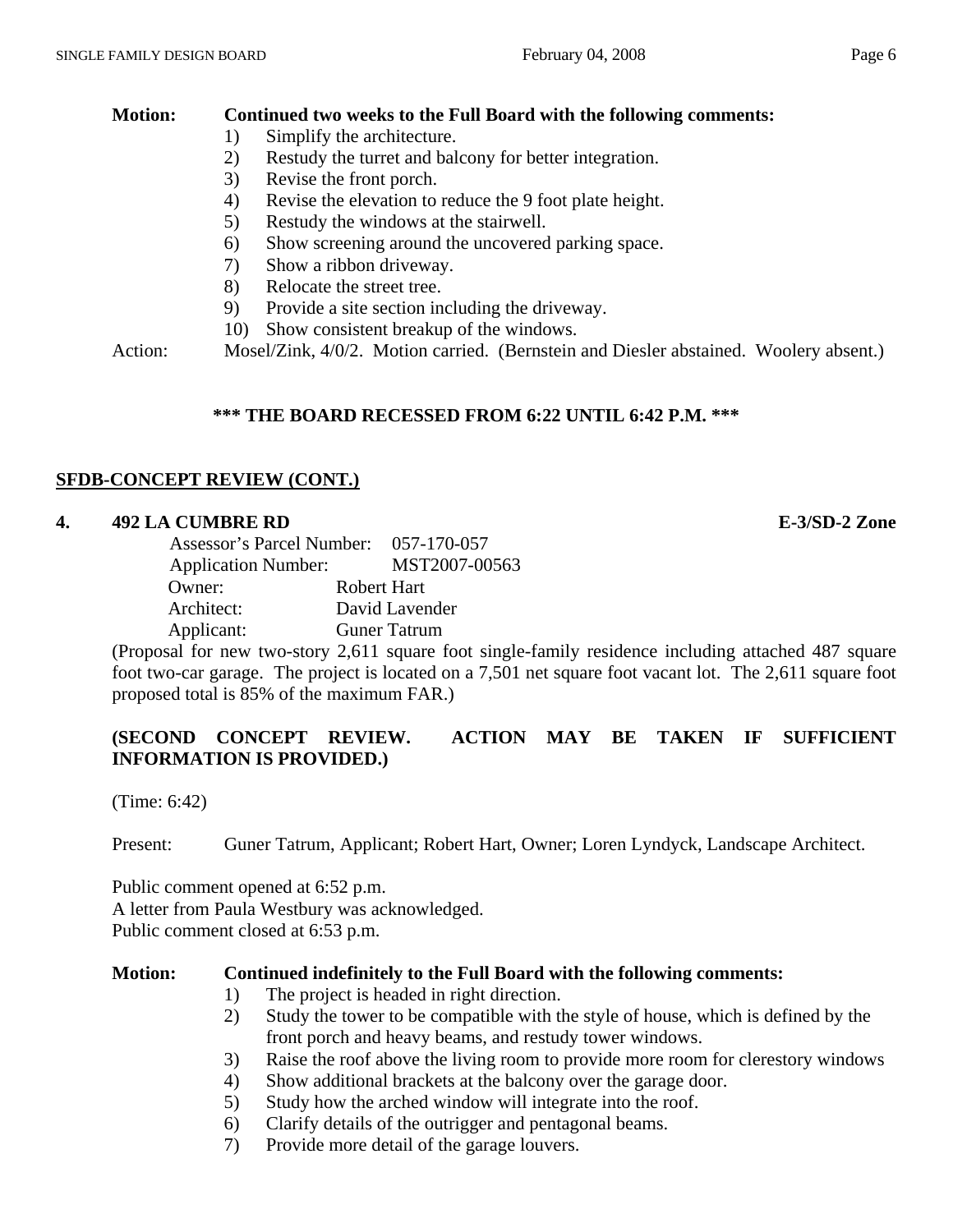**Motion:** **Continued two weeks to the Full Board with the following comments:**

1) Simplify the architecture.
2) Restudy the turret and balcony for better integration.
3) Revise the front porch.
4) Revise the elevation to reduce the 9 foot plate height.
5) Restudy the windows at the stairwell.
6) Show screening around the uncovered parking space.
7) Show a ribbon driveway.
8) Relocate the street tree.
9) Provide a site section including the driveway.
10) Show consistent breakup of the windows.

Action: Mosel/Zink, 4/0/2. Motion carried. (Bernstein and Diesler abstained. Woolery absent.)

**\*\*\* THE BOARD RECESSED FROM 6:22 UNTIL 6:42 P.M. \*\*\***

## SFDB-CONCEPT REVIEW (CONT.)

**4. 492 LA CUMBRE RD** **E-3/SD-2 Zone**

Assessor's Parcel Number: 057-170-057
Application Number: MST2007-00563
Owner: Robert Hart
Architect: David Lavender
Applicant: Guner Tatrum

(Proposal for new two-story 2,611 square foot single-family residence including attached 487 square foot two-car garage. The project is located on a 7,501 net square foot vacant lot. The 2,611 square foot proposed total is 85% of the maximum FAR.)

**(SECOND CONCEPT REVIEW. ACTION MAY BE TAKEN IF SUFFICIENT INFORMATION IS PROVIDED.)**

(Time: 6:42)

Present: Guner Tatrum, Applicant; Robert Hart, Owner; Loren Lyndyck, Landscape Architect.

Public comment opened at 6:52 p.m.
A letter from Paula Westbury was acknowledged.
Public comment closed at 6:53 p.m.

**Motion:** **Continued indefinitely to the Full Board with the following comments:**

1) The project is headed in right direction.
2) Study the tower to be compatible with the style of house, which is defined by the front porch and heavy beams, and restudy tower windows.
3) Raise the roof above the living room to provide more room for clerestory windows
4) Show additional brackets at the balcony over the garage door.
5) Study how the arched window will integrate into the roof.
6) Clarify details of the outrigger and pentagonal beams.
7) Provide more detail of the garage louvers.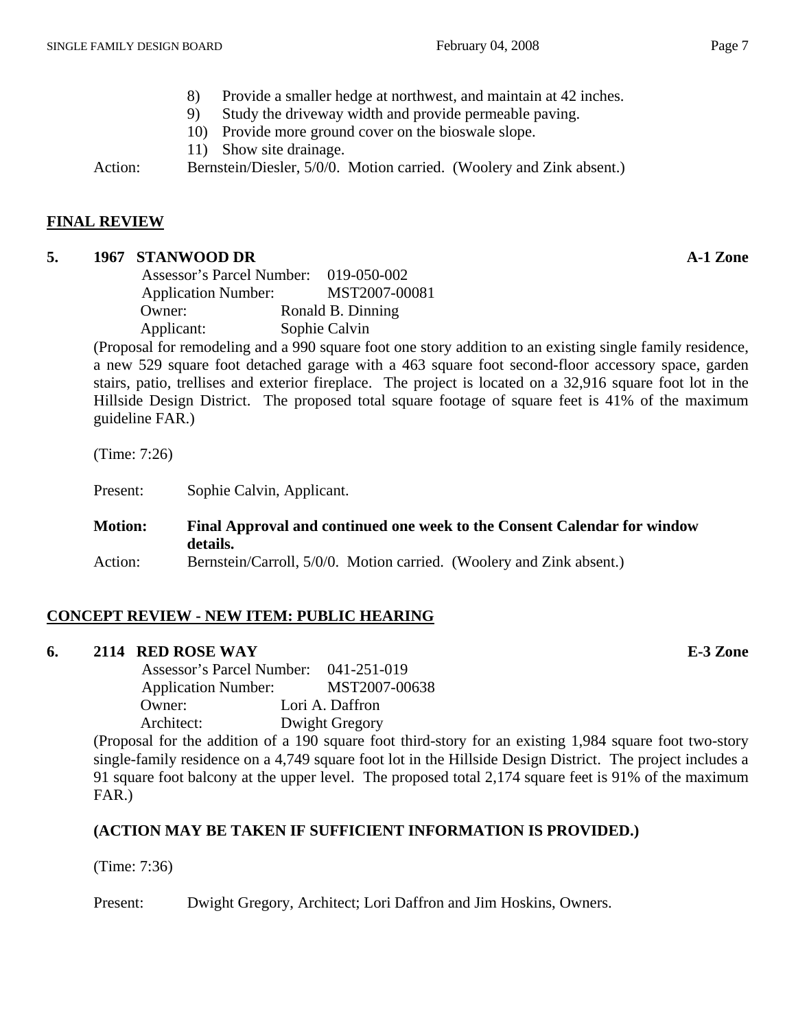8) Provide a smaller hedge at northwest, and maintain at 42 inches.
9) Study the driveway width and provide permeable paving.
10) Provide more ground cover on the bioswale slope.
11) Show site drainage.

Action: Bernstein/Diesler, 5/0/0. Motion carried. (Woolery and Zink absent.)

## FINAL REVIEW

### 5. 1967 STANWOOD DR — A-1 Zone

Assessor's Parcel Number: 019-050-002
Application Number: MST2007-00081
Owner: Ronald B. Dinning
Applicant: Sophie Calvin

(Proposal for remodeling and a 990 square foot one story addition to an existing single family residence, a new 529 square foot detached garage with a 463 square foot second-floor accessory space, garden stairs, patio, trellises and exterior fireplace. The project is located on a 32,916 square foot lot in the Hillside Design District. The proposed total square footage of square feet is 41% of the maximum guideline FAR.)

(Time: 7:26)

Present: Sophie Calvin, Applicant.

**Motion: Final Approval and continued one week to the Consent Calendar for window details.**

Action: Bernstein/Carroll, 5/0/0. Motion carried. (Woolery and Zink absent.)

## CONCEPT REVIEW - NEW ITEM: PUBLIC HEARING

### 6. 2114 RED ROSE WAY — E-3 Zone

Assessor's Parcel Number: 041-251-019
Application Number: MST2007-00638
Owner: Lori A. Daffron
Architect: Dwight Gregory

(Proposal for the addition of a 190 square foot third-story for an existing 1,984 square foot two-story single-family residence on a 4,749 square foot lot in the Hillside Design District. The project includes a 91 square foot balcony at the upper level. The proposed total 2,174 square feet is 91% of the maximum FAR.)

**(ACTION MAY BE TAKEN IF SUFFICIENT INFORMATION IS PROVIDED.)**

(Time: 7:36)

Present: Dwight Gregory, Architect; Lori Daffron and Jim Hoskins, Owners.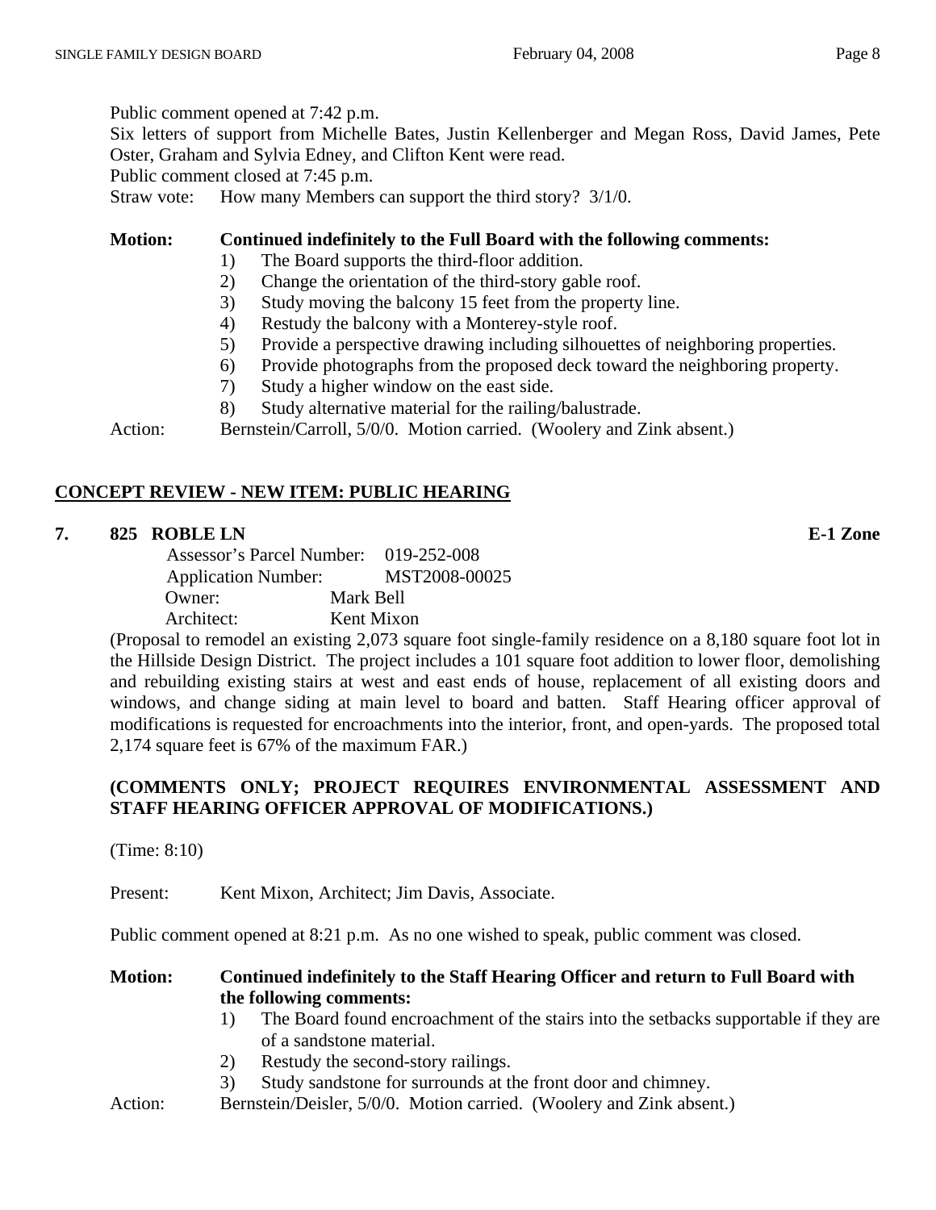Public comment opened at 7:42 p.m.

Six letters of support from Michelle Bates, Justin Kellenberger and Megan Ross, David James, Pete Oster, Graham and Sylvia Edney, and Clifton Kent were read.

Public comment closed at 7:45 p.m.

Straw vote: How many Members can support the third story? 3/1/0.

**Motion: Continued indefinitely to the Full Board with the following comments:**

1) The Board supports the third-floor addition.
2) Change the orientation of the third-story gable roof.
3) Study moving the balcony 15 feet from the property line.
4) Restudy the balcony with a Monterey-style roof.
5) Provide a perspective drawing including silhouettes of neighboring properties.
6) Provide photographs from the proposed deck toward the neighboring property.
7) Study a higher window on the east side.
8) Study alternative material for the railing/balustrade.

Action: Bernstein/Carroll, 5/0/0. Motion carried. (Woolery and Zink absent.)

## CONCEPT REVIEW - NEW ITEM: PUBLIC HEARING

### 7. 825 ROBLE LN — E-1 Zone

Assessor's Parcel Number: 019-252-008
Application Number: MST2008-00025
Owner: Mark Bell
Architect: Kent Mixon

(Proposal to remodel an existing 2,073 square foot single-family residence on a 8,180 square foot lot in the Hillside Design District. The project includes a 101 square foot addition to lower floor, demolishing and rebuilding existing stairs at west and east ends of house, replacement of all existing doors and windows, and change siding at main level to board and batten. Staff Hearing officer approval of modifications is requested for encroachments into the interior, front, and open-yards. The proposed total 2,174 square feet is 67% of the maximum FAR.)

**(COMMENTS ONLY; PROJECT REQUIRES ENVIRONMENTAL ASSESSMENT AND STAFF HEARING OFFICER APPROVAL OF MODIFICATIONS.)**

(Time: 8:10)

Present: Kent Mixon, Architect; Jim Davis, Associate.

Public comment opened at 8:21 p.m. As no one wished to speak, public comment was closed.

**Motion: Continued indefinitely to the Staff Hearing Officer and return to Full Board with the following comments:**

1) The Board found encroachment of the stairs into the setbacks supportable if they are of a sandstone material.
2) Restudy the second-story railings.
3) Study sandstone for surrounds at the front door and chimney.

Action: Bernstein/Deisler, 5/0/0. Motion carried. (Woolery and Zink absent.)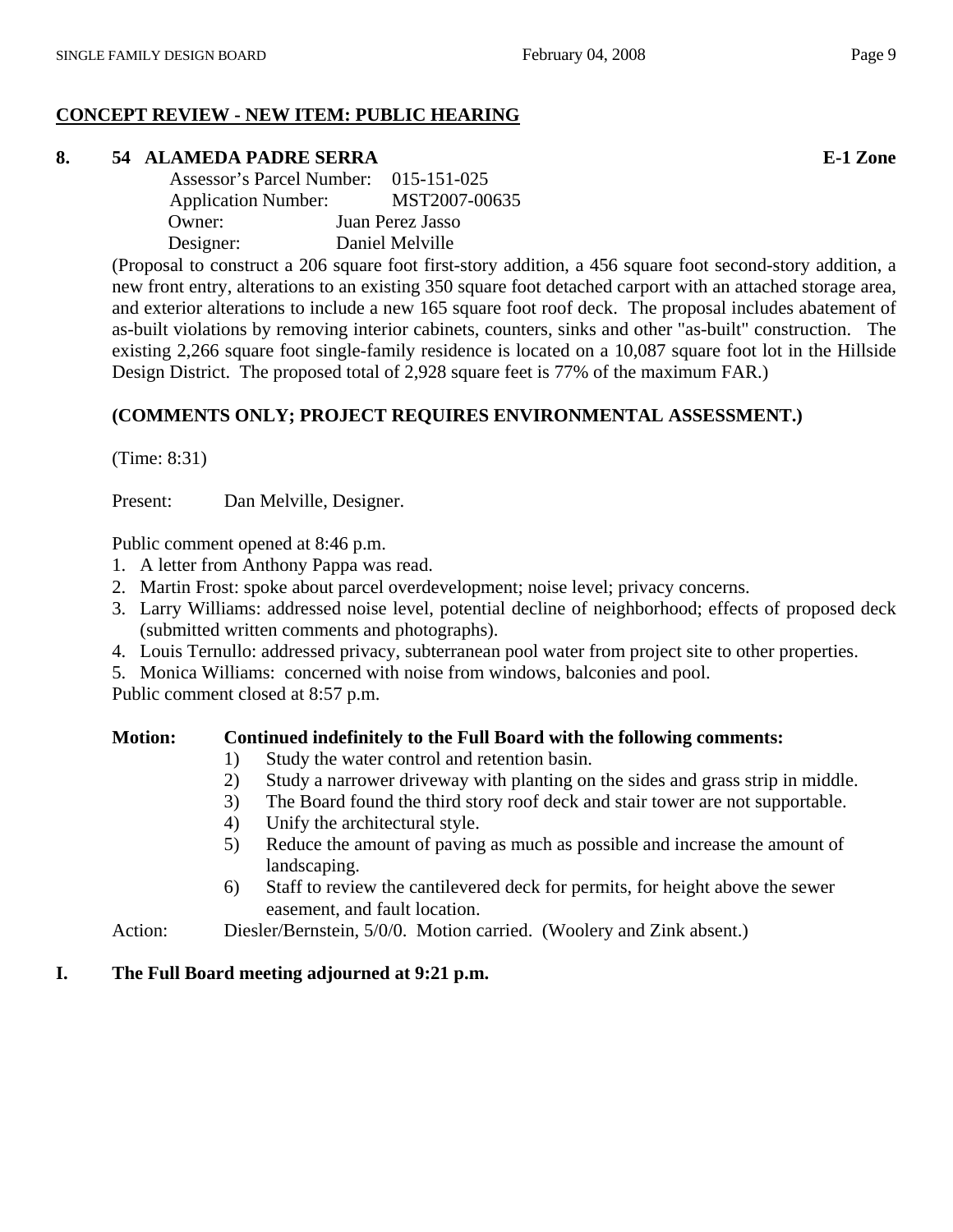## CONCEPT REVIEW - NEW ITEM: PUBLIC HEARING

### 8. 54 ALAMEDA PADRE SERRA **E-1 Zone**

Assessor's Parcel Number: 015-151-025
Application Number: MST2007-00635
Owner: Juan Perez Jasso
Designer: Daniel Melville

(Proposal to construct a 206 square foot first-story addition, a 456 square foot second-story addition, a new front entry, alterations to an existing 350 square foot detached carport with an attached storage area, and exterior alterations to include a new 165 square foot roof deck. The proposal includes abatement of as-built violations by removing interior cabinets, counters, sinks and other "as-built" construction. The existing 2,266 square foot single-family residence is located on a 10,087 square foot lot in the Hillside Design District. The proposed total of 2,928 square feet is 77% of the maximum FAR.)

**(COMMENTS ONLY; PROJECT REQUIRES ENVIRONMENTAL ASSESSMENT.)**

(Time: 8:31)

Present: Dan Melville, Designer.

Public comment opened at 8:46 p.m.

1. A letter from Anthony Pappa was read.
2. Martin Frost: spoke about parcel overdevelopment; noise level; privacy concerns.
3. Larry Williams: addressed noise level, potential decline of neighborhood; effects of proposed deck (submitted written comments and photographs).
4. Louis Ternullo: addressed privacy, subterranean pool water from project site to other properties.
5. Monica Williams: concerned with noise from windows, balconies and pool.

Public comment closed at 8:57 p.m.

**Motion: Continued indefinitely to the Full Board with the following comments:**

1) Study the water control and retention basin.
2) Study a narrower driveway with planting on the sides and grass strip in middle.
3) The Board found the third story roof deck and stair tower are not supportable.
4) Unify the architectural style.
5) Reduce the amount of paving as much as possible and increase the amount of landscaping.
6) Staff to review the cantilevered deck for permits, for height above the sewer easement, and fault location.

Action: Diesler/Bernstein, 5/0/0. Motion carried. (Woolery and Zink absent.)

## I. The Full Board meeting adjourned at 9:21 p.m.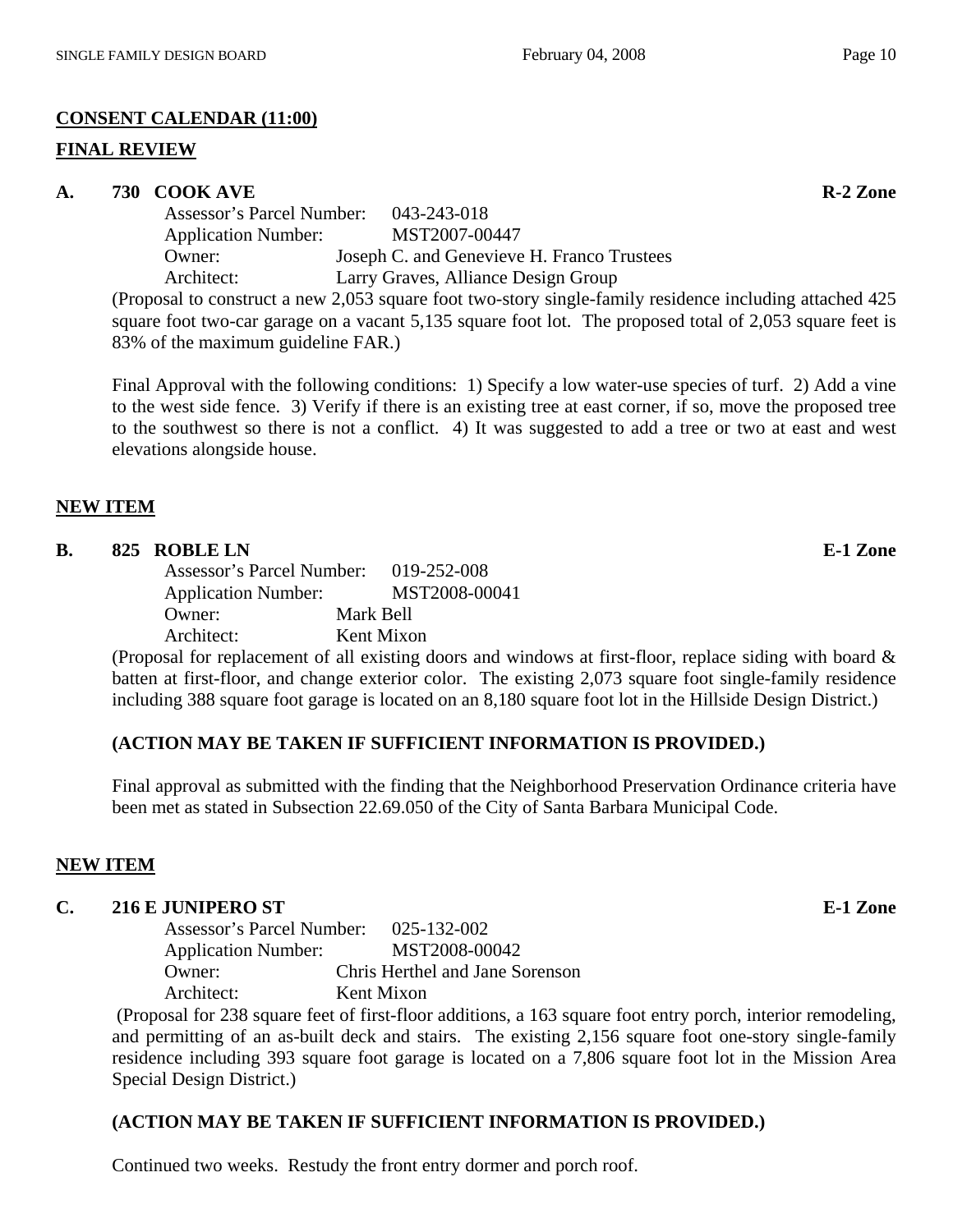## CONSENT CALENDAR (11:00)

## FINAL REVIEW

### A. 730 COOK AVE — R-2 Zone

Assessor's Parcel Number: 043-243-018
Application Number: MST2007-00447
Owner: Joseph C. and Genevieve H. Franco Trustees
Architect: Larry Graves, Alliance Design Group

(Proposal to construct a new 2,053 square foot two-story single-family residence including attached 425 square foot two-car garage on a vacant 5,135 square foot lot. The proposed total of 2,053 square feet is 83% of the maximum guideline FAR.)

Final Approval with the following conditions: 1) Specify a low water-use species of turf. 2) Add a vine to the west side fence. 3) Verify if there is an existing tree at east corner, if so, move the proposed tree to the southwest so there is not a conflict. 4) It was suggested to add a tree or two at east and west elevations alongside house.

## NEW ITEM

### B. 825 ROBLE LN — E-1 Zone

Assessor's Parcel Number: 019-252-008
Application Number: MST2008-00041
Owner: Mark Bell
Architect: Kent Mixon

(Proposal for replacement of all existing doors and windows at first-floor, replace siding with board & batten at first-floor, and change exterior color. The existing 2,073 square foot single-family residence including 388 square foot garage is located on an 8,180 square foot lot in the Hillside Design District.)

**(ACTION MAY BE TAKEN IF SUFFICIENT INFORMATION IS PROVIDED.)**

Final approval as submitted with the finding that the Neighborhood Preservation Ordinance criteria have been met as stated in Subsection 22.69.050 of the City of Santa Barbara Municipal Code.

## NEW ITEM

### C. 216 E JUNIPERO ST — E-1 Zone

Assessor's Parcel Number: 025-132-002
Application Number: MST2008-00042
Owner: Chris Herthel and Jane Sorenson
Architect: Kent Mixon

(Proposal for 238 square feet of first-floor additions, a 163 square foot entry porch, interior remodeling, and permitting of an as-built deck and stairs. The existing 2,156 square foot one-story single-family residence including 393 square foot garage is located on a 7,806 square foot lot in the Mission Area Special Design District.)

**(ACTION MAY BE TAKEN IF SUFFICIENT INFORMATION IS PROVIDED.)**

Continued two weeks. Restudy the front entry dormer and porch roof.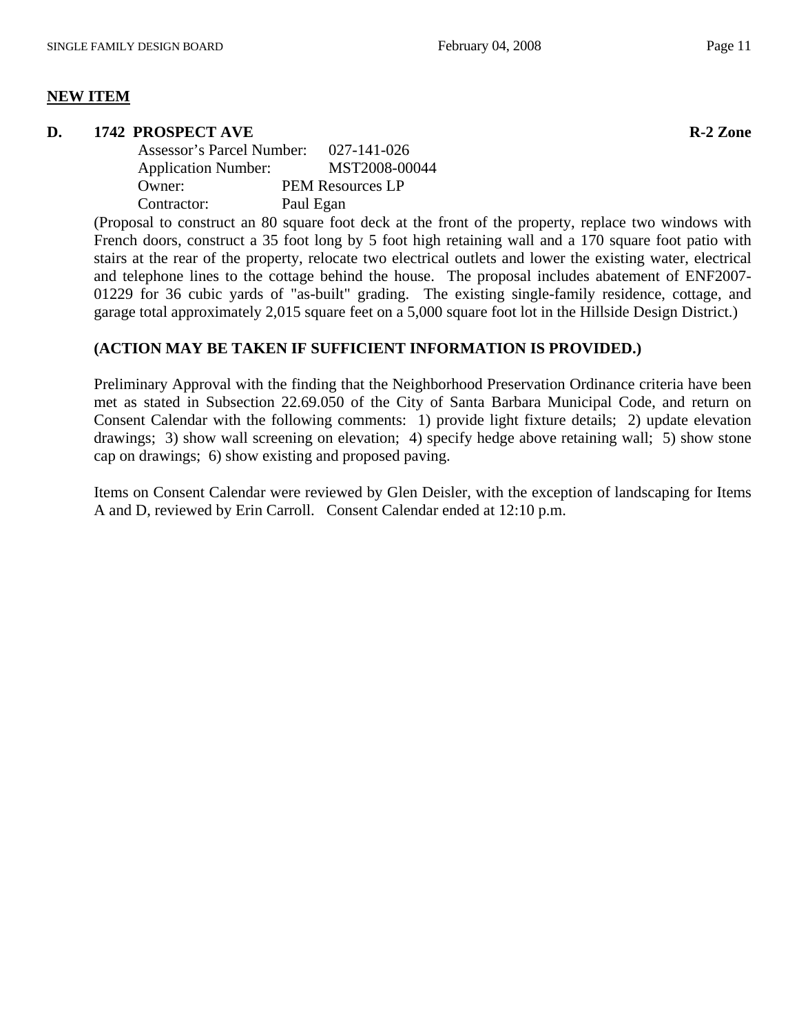**NEW ITEM**

**D. 1742 PROSPECT AVE R-2 Zone**

Assessor's Parcel Number: 027-141-026
Application Number: MST2008-00044
Owner: PEM Resources LP
Contractor: Paul Egan

(Proposal to construct an 80 square foot deck at the front of the property, replace two windows with French doors, construct a 35 foot long by 5 foot high retaining wall and a 170 square foot patio with stairs at the rear of the property, relocate two electrical outlets and lower the existing water, electrical and telephone lines to the cottage behind the house. The proposal includes abatement of ENF2007-01229 for 36 cubic yards of "as-built" grading. The existing single-family residence, cottage, and garage total approximately 2,015 square feet on a 5,000 square foot lot in the Hillside Design District.)

**(ACTION MAY BE TAKEN IF SUFFICIENT INFORMATION IS PROVIDED.)**

Preliminary Approval with the finding that the Neighborhood Preservation Ordinance criteria have been met as stated in Subsection 22.69.050 of the City of Santa Barbara Municipal Code, and return on Consent Calendar with the following comments: 1) provide light fixture details; 2) update elevation drawings; 3) show wall screening on elevation; 4) specify hedge above retaining wall; 5) show stone cap on drawings; 6) show existing and proposed paving.

Items on Consent Calendar were reviewed by Glen Deisler, with the exception of landscaping for Items A and D, reviewed by Erin Carroll. Consent Calendar ended at 12:10 p.m.